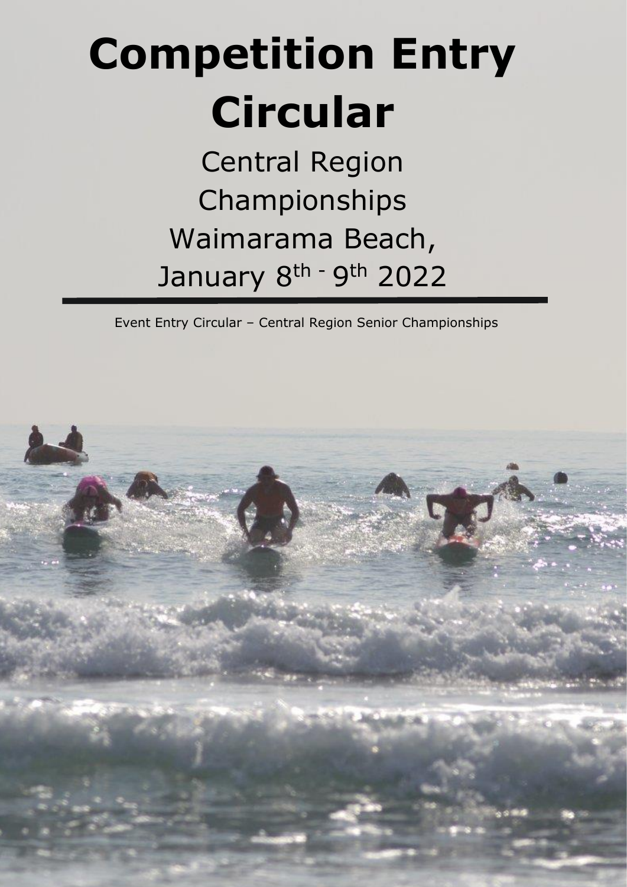# Competition Entry Circular

Central Region Championships
Waimarama Beach,
January 8th - 9th 2022

---

Event Entry Circular – Central Region Senior Championships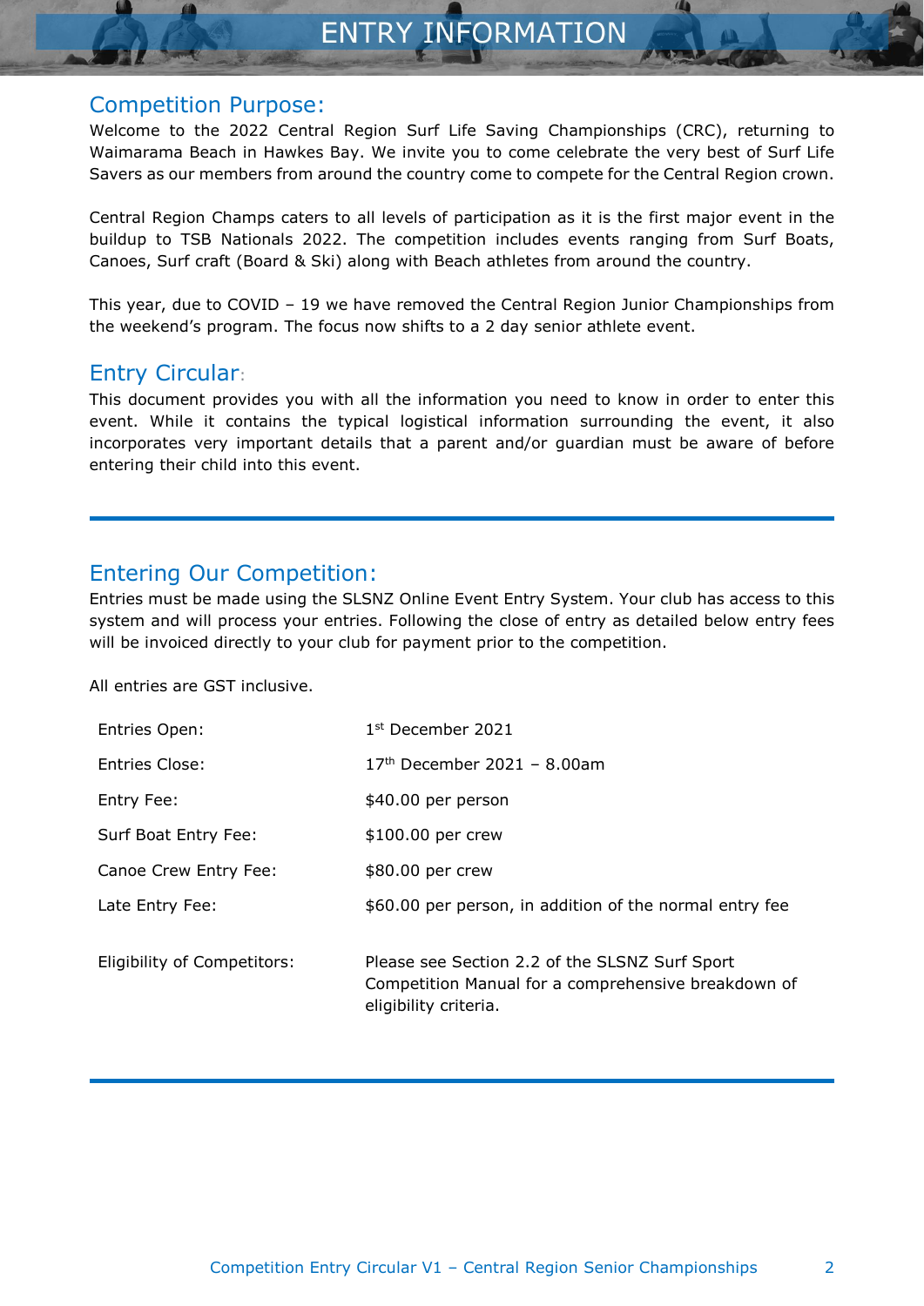# ENTRY INFORMATION

## Competition Purpose:

Welcome to the 2022 Central Region Surf Life Saving Championships (CRC), returning to Waimarama Beach in Hawkes Bay. We invite you to come celebrate the very best of Surf Life Savers as our members from around the country come to compete for the Central Region crown.

Central Region Champs caters to all levels of participation as it is the first major event in the buildup to TSB Nationals 2022. The competition includes events ranging from Surf Boats, Canoes, Surf craft (Board & Ski) along with Beach athletes from around the country.

This year, due to COVID – 19 we have removed the Central Region Junior Championships from the weekend's program. The focus now shifts to a 2 day senior athlete event.

## Entry Circular:

This document provides you with all the information you need to know in order to enter this event. While it contains the typical logistical information surrounding the event, it also incorporates very important details that a parent and/or guardian must be aware of before entering their child into this event.

---

## Entering Our Competition:

Entries must be made using the SLSNZ Online Event Entry System. Your club has access to this system and will process your entries. Following the close of entry as detailed below entry fees will be invoiced directly to your club for payment prior to the competition.

All entries are GST inclusive.

| | |
|---|---|
| Entries Open: | 1st December 2021 |
| Entries Close: | 17th December 2021 – 8.00am |
| Entry Fee: | $40.00 per person |
| Surf Boat Entry Fee: | $100.00 per crew |
| Canoe Crew Entry Fee: | $80.00 per crew |
| Late Entry Fee: | $60.00 per person, in addition of the normal entry fee |
| Eligibility of Competitors: | Please see Section 2.2 of the SLSNZ Surf Sport Competition Manual for a comprehensive breakdown of eligibility criteria. |

---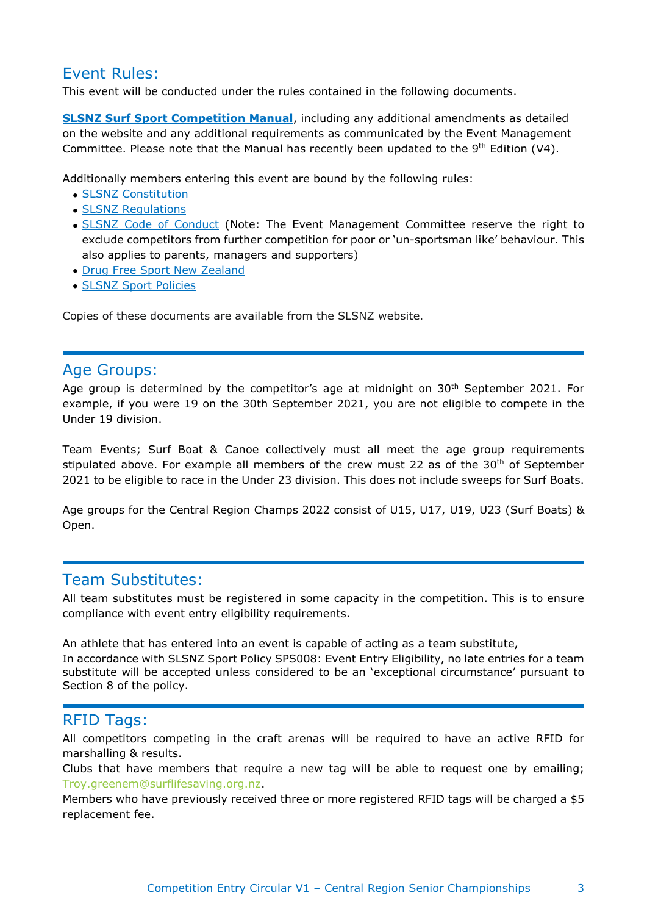## Event Rules:

This event will be conducted under the rules contained in the following documents.

**SLSNZ Surf Sport Competition Manual**, including any additional amendments as detailed on the website and any additional requirements as communicated by the Event Management Committee. Please note that the Manual has recently been updated to the 9th Edition (V4).

Additionally members entering this event are bound by the following rules:

- SLSNZ Constitution
- SLSNZ Regulations
- SLSNZ Code of Conduct (Note: The Event Management Committee reserve the right to exclude competitors from further competition for poor or 'un-sportsman like' behaviour. This also applies to parents, managers and supporters)
- Drug Free Sport New Zealand
- SLSNZ Sport Policies

Copies of these documents are available from the SLSNZ website.

## Age Groups:

Age group is determined by the competitor's age at midnight on 30th September 2021. For example, if you were 19 on the 30th September 2021, you are not eligible to compete in the Under 19 division.

Team Events; Surf Boat & Canoe collectively must all meet the age group requirements stipulated above. For example all members of the crew must 22 as of the 30th of September 2021 to be eligible to race in the Under 23 division. This does not include sweeps for Surf Boats.

Age groups for the Central Region Champs 2022 consist of U15, U17, U19, U23 (Surf Boats) & Open.

## Team Substitutes:

All team substitutes must be registered in some capacity in the competition. This is to ensure compliance with event entry eligibility requirements.

An athlete that has entered into an event is capable of acting as a team substitute,
In accordance with SLSNZ Sport Policy SPS008: Event Entry Eligibility, no late entries for a team substitute will be accepted unless considered to be an 'exceptional circumstance' pursuant to Section 8 of the policy.

## RFID Tags:

All competitors competing in the craft arenas will be required to have an active RFID for marshalling & results.
Clubs that have members that require a new tag will be able to request one by emailing; Troy.greenem@surflifesaving.org.nz.
Members who have previously received three or more registered RFID tags will be charged a $5 replacement fee.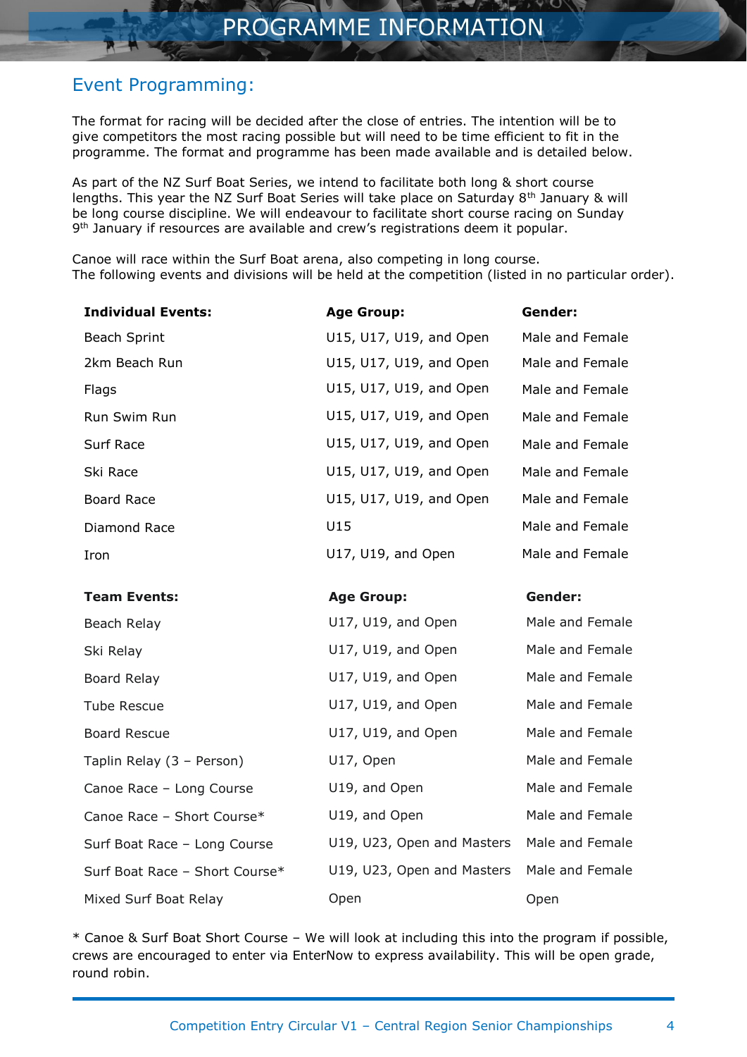# PROGRAMME INFORMATION

## Event Programming:

The format for racing will be decided after the close of entries. The intention will be to give competitors the most racing possible but will need to be time efficient to fit in the programme. The format and programme has been made available and is detailed below.

As part of the NZ Surf Boat Series, we intend to facilitate both long & short course lengths. This year the NZ Surf Boat Series will take place on Saturday 8th January & will be long course discipline. We will endeavour to facilitate short course racing on Sunday 9th January if resources are available and crew's registrations deem it popular.

Canoe will race within the Surf Boat arena, also competing in long course.
The following events and divisions will be held at the competition (listed in no particular order).

| Individual Events: | Age Group: | Gender: |
|---|---|---|
| Beach Sprint | U15, U17, U19, and Open | Male and Female |
| 2km Beach Run | U15, U17, U19, and Open | Male and Female |
| Flags | U15, U17, U19, and Open | Male and Female |
| Run Swim Run | U15, U17, U19, and Open | Male and Female |
| Surf Race | U15, U17, U19, and Open | Male and Female |
| Ski Race | U15, U17, U19, and Open | Male and Female |
| Board Race | U15, U17, U19, and Open | Male and Female |
| Diamond Race | U15 | Male and Female |
| Iron | U17, U19, and Open | Male and Female |

| Team Events: | Age Group: | Gender: |
|---|---|---|
| Beach Relay | U17, U19, and Open | Male and Female |
| Ski Relay | U17, U19, and Open | Male and Female |
| Board Relay | U17, U19, and Open | Male and Female |
| Tube Rescue | U17, U19, and Open | Male and Female |
| Board Rescue | U17, U19, and Open | Male and Female |
| Taplin Relay (3 – Person) | U17, Open | Male and Female |
| Canoe Race – Long Course | U19, and Open | Male and Female |
| Canoe Race – Short Course* | U19, and Open | Male and Female |
| Surf Boat Race – Long Course | U19, U23, Open and Masters | Male and Female |
| Surf Boat Race – Short Course* | U19, U23, Open and Masters | Male and Female |
| Mixed Surf Boat Relay | Open | Open |

* Canoe & Surf Boat Short Course – We will look at including this into the program if possible, crews are encouraged to enter via EnterNow to express availability. This will be open grade, round robin.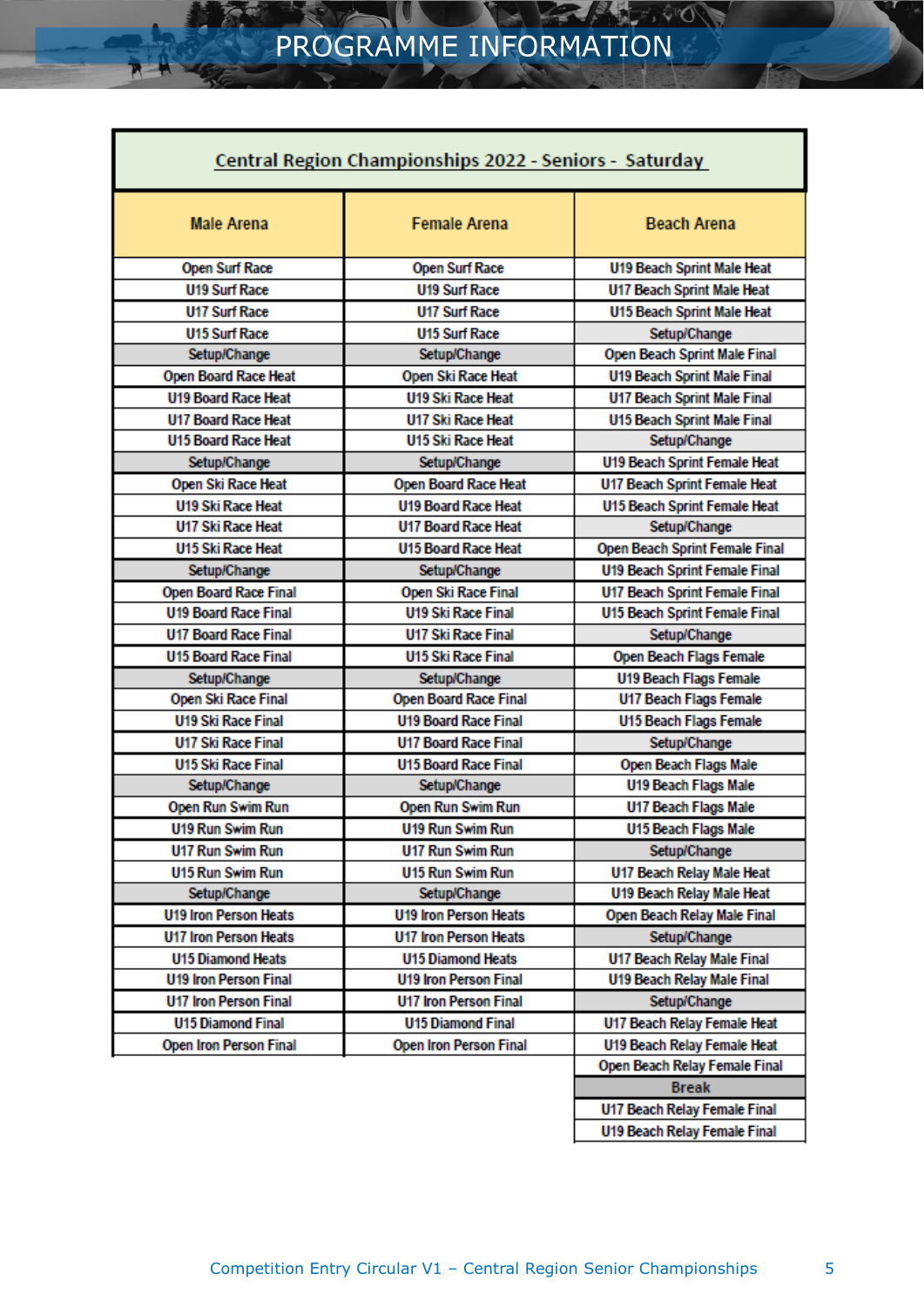# PROGRAMME INFORMATION

| Central Region Championships 2022 - Seniors - Saturday | | |
|---|---|---|
| **Male Arena** | **Female Arena** | **Beach Arena** |
| Open Surf Race | Open Surf Race | U19 Beach Sprint Male Heat |
| U19 Surf Race | U19 Surf Race | U17 Beach Sprint Male Heat |
| U17 Surf Race | U17 Surf Race | U15 Beach Sprint Male Heat |
| U15 Surf Race | U15 Surf Race | Setup/Change |
| Setup/Change | Setup/Change | Open Beach Sprint Male Final |
| Open Board Race Heat | Open Ski Race Heat | U19 Beach Sprint Male Final |
| U19 Board Race Heat | U19 Ski Race Heat | U17 Beach Sprint Male Final |
| U17 Board Race Heat | U17 Ski Race Heat | U15 Beach Sprint Male Final |
| U15 Board Race Heat | U15 Ski Race Heat | Setup/Change |
| Setup/Change | Setup/Change | U19 Beach Sprint Female Heat |
| Open Ski Race Heat | Open Board Race Heat | U17 Beach Sprint Female Heat |
| U19 Ski Race Heat | U19 Board Race Heat | U15 Beach Sprint Female Heat |
| U17 Ski Race Heat | U17 Board Race Heat | Setup/Change |
| U15 Ski Race Heat | U15 Board Race Heat | Open Beach Sprint Female Final |
| Setup/Change | Setup/Change | U19 Beach Sprint Female Final |
| Open Board Race Final | Open Ski Race Final | U17 Beach Sprint Female Final |
| U19 Board Race Final | U19 Ski Race Final | U15 Beach Sprint Female Final |
| U17 Board Race Final | U17 Ski Race Final | Setup/Change |
| U15 Board Race Final | U15 Ski Race Final | Open Beach Flags Female |
| Setup/Change | Setup/Change | U19 Beach Flags Female |
| Open Ski Race Final | Open Board Race Final | U17 Beach Flags Female |
| U19 Ski Race Final | U19 Board Race Final | U15 Beach Flags Female |
| U17 Ski Race Final | U17 Board Race Final | Setup/Change |
| U15 Ski Race Final | U15 Board Race Final | Open Beach Flags Male |
| Setup/Change | Setup/Change | U19 Beach Flags Male |
| Open Run Swim Run | Open Run Swim Run | U17 Beach Flags Male |
| U19 Run Swim Run | U19 Run Swim Run | U15 Beach Flags Male |
| U17 Run Swim Run | U17 Run Swim Run | Setup/Change |
| U15 Run Swim Run | U15 Run Swim Run | U17 Beach Relay Male Heat |
| Setup/Change | Setup/Change | U19 Beach Relay Male Heat |
| U19 Iron Person Heats | U19 Iron Person Heats | Open Beach Relay Male Final |
| U17 Iron Person Heats | U17 Iron Person Heats | Setup/Change |
| U15 Diamond Heats | U15 Diamond Heats | U17 Beach Relay Male Final |
| U19 Iron Person Final | U19 Iron Person Final | U19 Beach Relay Male Final |
| U17 Iron Person Final | U17 Iron Person Final | Setup/Change |
| U15 Diamond Final | U15 Diamond Final | U17 Beach Relay Female Heat |
| Open Iron Person Final | Open Iron Person Final | U19 Beach Relay Female Heat |
| | | Open Beach Relay Female Final |
| | | Break |
| | | U17 Beach Relay Female Final |
| | | U19 Beach Relay Female Final |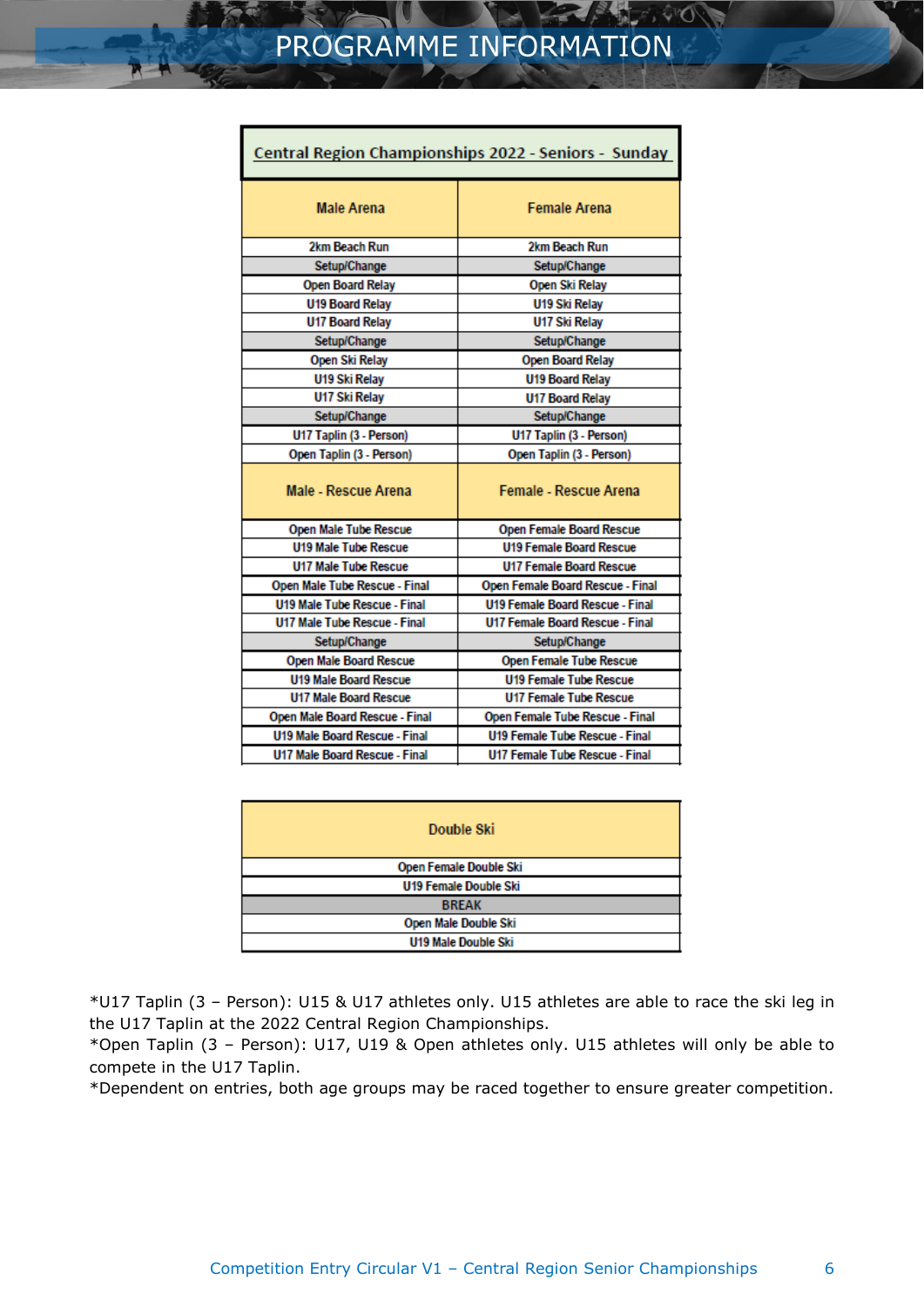# PROGRAMME INFORMATION

| Central Region Championships 2022 - Seniors - Sunday | |
|---|---|
| **Male Arena** | **Female Arena** |
| 2km Beach Run | 2km Beach Run |
| Setup/Change | Setup/Change |
| Open Board Relay | Open Ski Relay |
| U19 Board Relay | U19 Ski Relay |
| U17 Board Relay | U17 Ski Relay |
| Setup/Change | Setup/Change |
| Open Ski Relay | Open Board Relay |
| U19 Ski Relay | U19 Board Relay |
| U17 Ski Relay | U17 Board Relay |
| Setup/Change | Setup/Change |
| U17 Taplin (3 - Person) | U17 Taplin (3 - Person) |
| Open Taplin (3 - Person) | Open Taplin (3 - Person) |
| **Male - Rescue Arena** | **Female - Rescue Arena** |
| Open Male Tube Rescue | Open Female Board Rescue |
| U19 Male Tube Rescue | U19 Female Board Rescue |
| U17 Male Tube Rescue | U17 Female Board Rescue |
| Open Male Tube Rescue - Final | Open Female Board Rescue - Final |
| U19 Male Tube Rescue - Final | U19 Female Board Rescue - Final |
| U17 Male Tube Rescue - Final | U17 Female Board Rescue - Final |
| Setup/Change | Setup/Change |
| Open Male Board Rescue | Open Female Tube Rescue |
| U19 Male Board Rescue | U19 Female Tube Rescue |
| U17 Male Board Rescue | U17 Female Tube Rescue |
| Open Male Board Rescue - Final | Open Female Tube Rescue - Final |
| U19 Male Board Rescue - Final | U19 Female Tube Rescue - Final |
| U17 Male Board Rescue - Final | U17 Female Tube Rescue - Final |

| Double Ski |
|---|
| Open Female Double Ski |
| U19 Female Double Ski |
| BREAK |
| Open Male Double Ski |
| U19 Male Double Ski |

*U17 Taplin (3 – Person): U15 & U17 athletes only. U15 athletes are able to race the ski leg in the U17 Taplin at the 2022 Central Region Championships.
*Open Taplin (3 – Person): U17, U19 & Open athletes only. U15 athletes will only be able to compete in the U17 Taplin.
*Dependent on entries, both age groups may be raced together to ensure greater competition.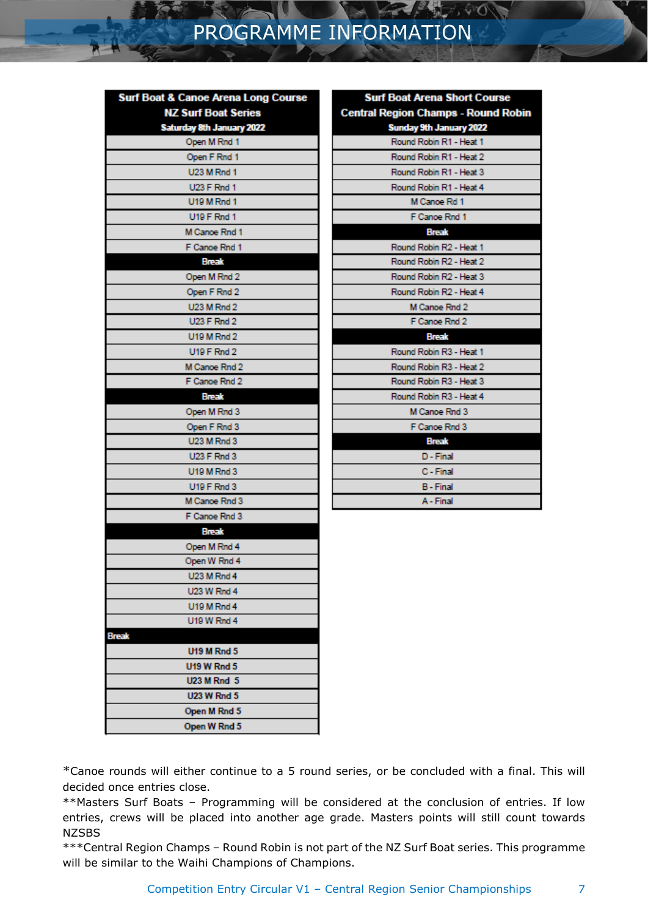# PROGRAMME INFORMATION

| Surf Boat & Canoe Arena Long Course<br>NZ Surf Boat Series<br>Saturday 8th January 2022 |
|---|
| Open M Rnd 1 |
| Open F Rnd 1 |
| U23 M Rnd 1 |
| U23 F Rnd 1 |
| U19 M Rnd 1 |
| U19 F Rnd 1 |
| M Canoe Rnd 1 |
| F Canoe Rnd 1 |
| **Break** |
| Open M Rnd 2 |
| Open F Rnd 2 |
| U23 M Rnd 2 |
| U23 F Rnd 2 |
| U19 M Rnd 2 |
| U19 F Rnd 2 |
| M Canoe Rnd 2 |
| F Canoe Rnd 2 |
| **Break** |
| Open M Rnd 3 |
| Open F Rnd 3 |
| U23 M Rnd 3 |
| U23 F Rnd 3 |
| U19 M Rnd 3 |
| U19 F Rnd 3 |
| M Canoe Rnd 3 |
| F Canoe Rnd 3 |
| **Break** |
| Open M Rnd 4 |
| Open W Rnd 4 |
| U23 M Rnd 4 |
| U23 W Rnd 4 |
| U19 M Rnd 4 |
| U19 W Rnd 4 |
| **Break** |
| **U19 M Rnd 5** |
| **U19 W Rnd 5** |
| **U23 M Rnd 5** |
| **U23 W Rnd 5** |
| **Open M Rnd 5** |
| **Open W Rnd 5** |

| Surf Boat Arena Short Course<br>Central Region Champs - Round Robin<br>Sunday 9th January 2022 |
|---|
| Round Robin R1 - Heat 1 |
| Round Robin R1 - Heat 2 |
| Round Robin R1 - Heat 3 |
| Round Robin R1 - Heat 4 |
| M Canoe Rd 1 |
| F Canoe Rnd 1 |
| **Break** |
| Round Robin R2 - Heat 1 |
| Round Robin R2 - Heat 2 |
| Round Robin R2 - Heat 3 |
| Round Robin R2 - Heat 4 |
| M Canoe Rnd 2 |
| F Canoe Rnd 2 |
| **Break** |
| Round Robin R3 - Heat 1 |
| Round Robin R3 - Heat 2 |
| Round Robin R3 - Heat 3 |
| Round Robin R3 - Heat 4 |
| M Canoe Rnd 3 |
| F Canoe Rnd 3 |
| **Break** |
| D - Final |
| C - Final |
| B - Final |
| A - Final |

*Canoe rounds will either continue to a 5 round series, or be concluded with a final. This will decided once entries close.

**Masters Surf Boats – Programming will be considered at the conclusion of entries. If low entries, crews will be placed into another age grade. Masters points will still count towards NZSBS

***Central Region Champs – Round Robin is not part of the NZ Surf Boat series. This programme will be similar to the Waihi Champions of Champions.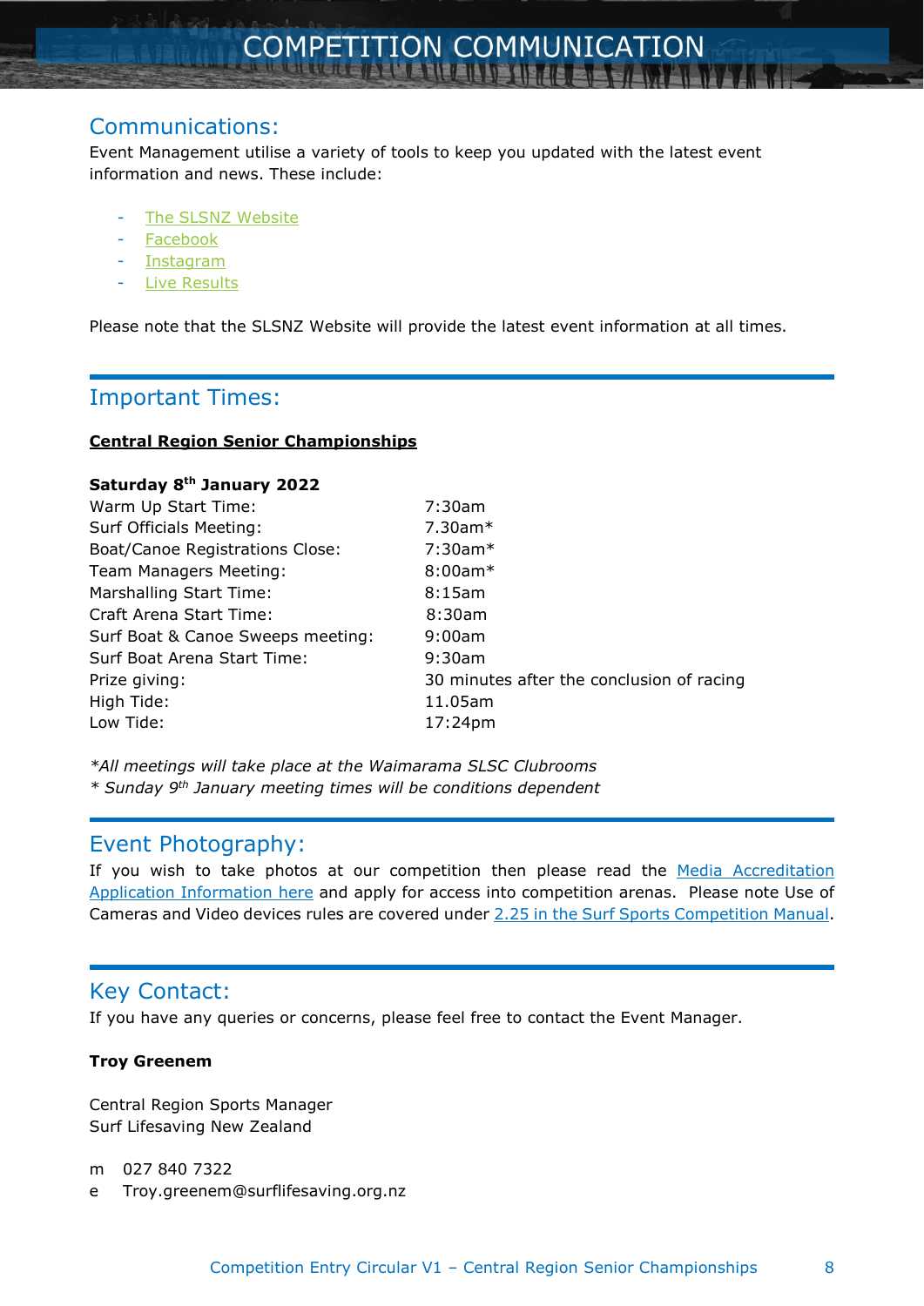# COMPETITION COMMUNICATION

## Communications:

Event Management utilise a variety of tools to keep you updated with the latest event information and news. These include:

- The SLSNZ Website
- Facebook
- Instagram
- Live Results

Please note that the SLSNZ Website will provide the latest event information at all times.

## Important Times:

**Central Region Senior Championships**

**Saturday 8th January 2022**

| | |
|---|---|
| Warm Up Start Time: | 7:30am |
| Surf Officials Meeting: | 7.30am* |
| Boat/Canoe Registrations Close: | 7:30am* |
| Team Managers Meeting: | 8:00am* |
| Marshalling Start Time: | 8:15am |
| Craft Arena Start Time: | 8:30am |
| Surf Boat & Canoe Sweeps meeting: | 9:00am |
| Surf Boat Arena Start Time: | 9:30am |
| Prize giving: | 30 minutes after the conclusion of racing |
| High Tide: | 11.05am |
| Low Tide: | 17:24pm |

*\*All meetings will take place at the Waimarama SLSC Clubrooms*
*\* Sunday 9th January meeting times will be conditions dependent*

## Event Photography:

If you wish to take photos at our competition then please read the Media Accreditation Application Information here and apply for access into competition arenas. Please note Use of Cameras and Video devices rules are covered under 2.25 in the Surf Sports Competition Manual.

## Key Contact:

If you have any queries or concerns, please feel free to contact the Event Manager.

**Troy Greenem**

Central Region Sports Manager
Surf Lifesaving New Zealand

m 027 840 7322
e Troy.greenem@surflifesaving.org.nz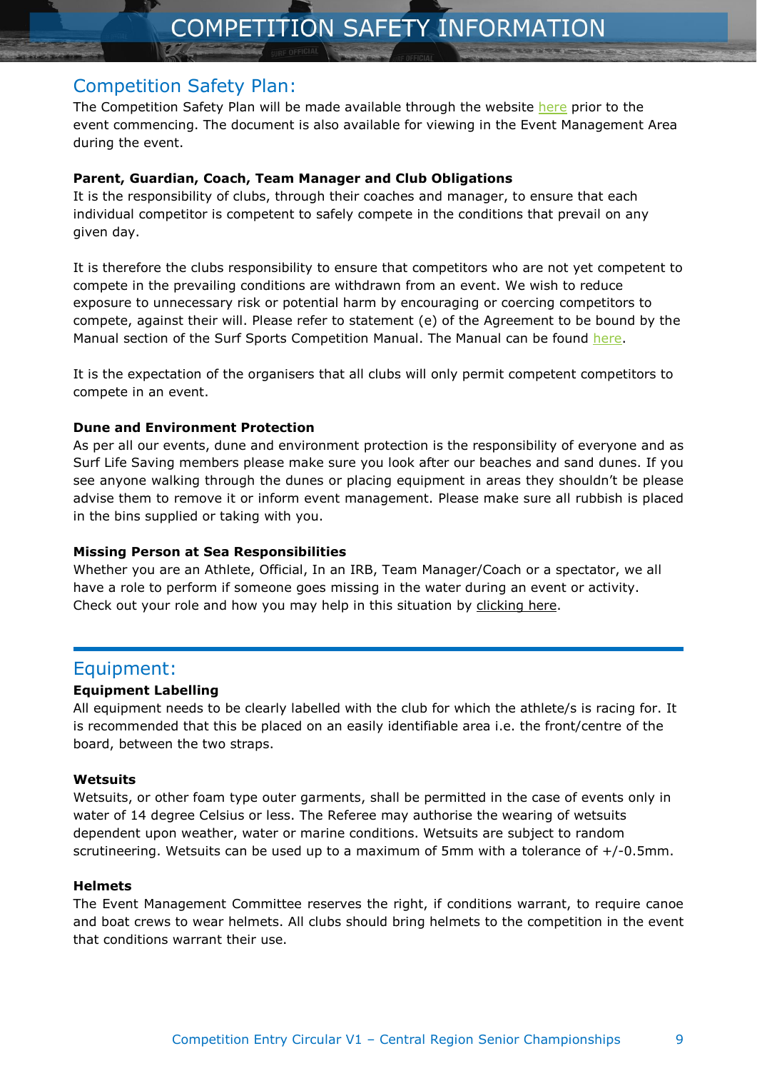# COMPETITION SAFETY INFORMATION

## Competition Safety Plan:

The Competition Safety Plan will be made available through the website here prior to the event commencing. The document is also available for viewing in the Event Management Area during the event.

**Parent, Guardian, Coach, Team Manager and Club Obligations**

It is the responsibility of clubs, through their coaches and manager, to ensure that each individual competitor is competent to safely compete in the conditions that prevail on any given day.

It is therefore the clubs responsibility to ensure that competitors who are not yet competent to compete in the prevailing conditions are withdrawn from an event. We wish to reduce exposure to unnecessary risk or potential harm by encouraging or coercing competitors to compete, against their will. Please refer to statement (e) of the Agreement to be bound by the Manual section of the Surf Sports Competition Manual. The Manual can be found here.

It is the expectation of the organisers that all clubs will only permit competent competitors to compete in an event.

**Dune and Environment Protection**

As per all our events, dune and environment protection is the responsibility of everyone and as Surf Life Saving members please make sure you look after our beaches and sand dunes. If you see anyone walking through the dunes or placing equipment in areas they shouldn't be please advise them to remove it or inform event management. Please make sure all rubbish is placed in the bins supplied or taking with you.

**Missing Person at Sea Responsibilities**

Whether you are an Athlete, Official, In an IRB, Team Manager/Coach or a spectator, we all have a role to perform if someone goes missing in the water during an event or activity. Check out your role and how you may help in this situation by clicking here.

## Equipment:

**Equipment Labelling**

All equipment needs to be clearly labelled with the club for which the athlete/s is racing for. It is recommended that this be placed on an easily identifiable area i.e. the front/centre of the board, between the two straps.

**Wetsuits**

Wetsuits, or other foam type outer garments, shall be permitted in the case of events only in water of 14 degree Celsius or less. The Referee may authorise the wearing of wetsuits dependent upon weather, water or marine conditions. Wetsuits are subject to random scrutineering. Wetsuits can be used up to a maximum of 5mm with a tolerance of +/-0.5mm.

**Helmets**

The Event Management Committee reserves the right, if conditions warrant, to require canoe and boat crews to wear helmets. All clubs should bring helmets to the competition in the event that conditions warrant their use.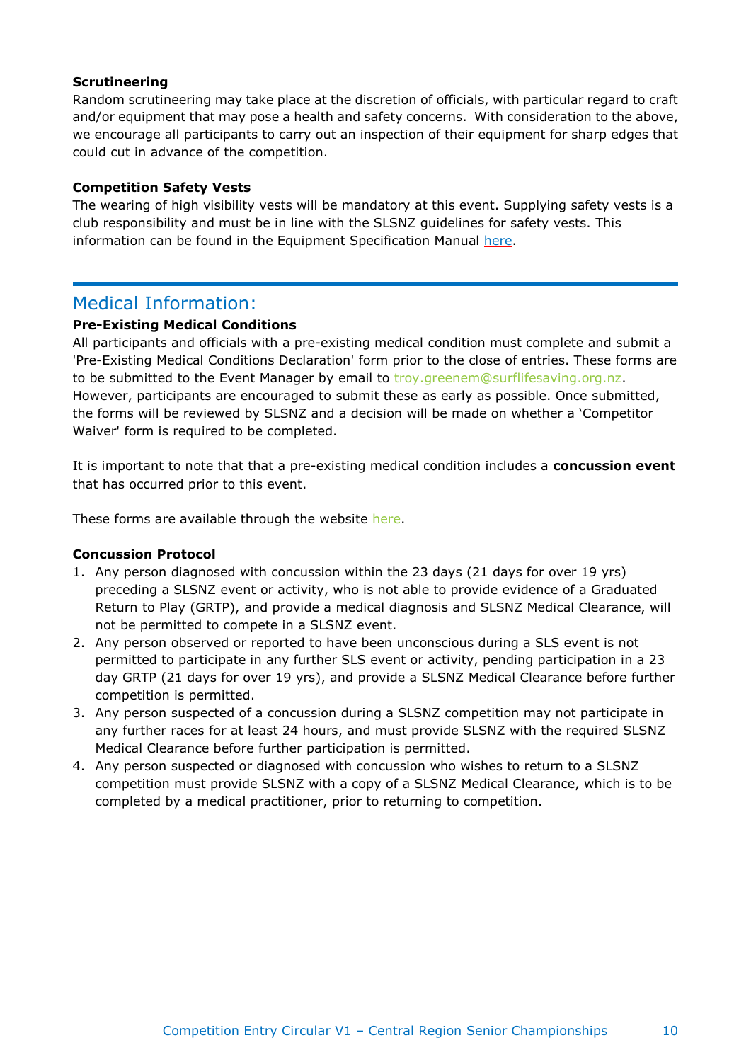**Scrutineering**

Random scrutineering may take place at the discretion of officials, with particular regard to craft and/or equipment that may pose a health and safety concerns. With consideration to the above, we encourage all participants to carry out an inspection of their equipment for sharp edges that could cut in advance of the competition.

**Competition Safety Vests**

The wearing of high visibility vests will be mandatory at this event. Supplying safety vests is a club responsibility and must be in line with the SLSNZ guidelines for safety vests. This information can be found in the Equipment Specification Manual here.

## Medical Information:

**Pre-Existing Medical Conditions**

All participants and officials with a pre-existing medical condition must complete and submit a 'Pre-Existing Medical Conditions Declaration' form prior to the close of entries. These forms are to be submitted to the Event Manager by email to troy.greenem@surflifesaving.org.nz. However, participants are encouraged to submit these as early as possible. Once submitted, the forms will be reviewed by SLSNZ and a decision will be made on whether a 'Competitor Waiver' form is required to be completed.

It is important to note that that a pre-existing medical condition includes a **concussion event** that has occurred prior to this event.

These forms are available through the website here.

**Concussion Protocol**

1. Any person diagnosed with concussion within the 23 days (21 days for over 19 yrs) preceding a SLSNZ event or activity, who is not able to provide evidence of a Graduated Return to Play (GRTP), and provide a medical diagnosis and SLSNZ Medical Clearance, will not be permitted to compete in a SLSNZ event.
2. Any person observed or reported to have been unconscious during a SLS event is not permitted to participate in any further SLS event or activity, pending participation in a 23 day GRTP (21 days for over 19 yrs), and provide a SLSNZ Medical Clearance before further competition is permitted.
3. Any person suspected of a concussion during a SLSNZ competition may not participate in any further races for at least 24 hours, and must provide SLSNZ with the required SLSNZ Medical Clearance before further participation is permitted.
4. Any person suspected or diagnosed with concussion who wishes to return to a SLSNZ competition must provide SLSNZ with a copy of a SLSNZ Medical Clearance, which is to be completed by a medical practitioner, prior to returning to competition.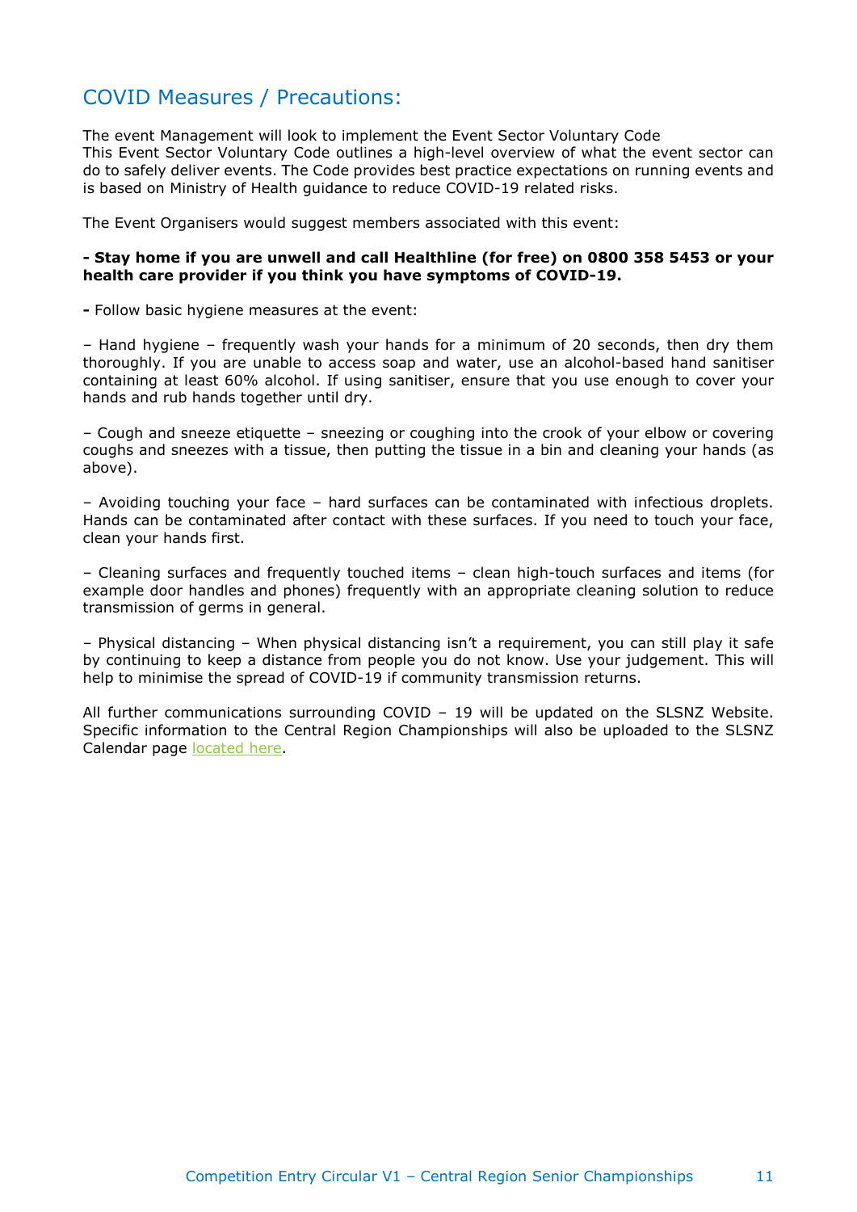## COVID Measures / Precautions:

The event Management will look to implement the Event Sector Voluntary Code
This Event Sector Voluntary Code outlines a high-level overview of what the event sector can do to safely deliver events. The Code provides best practice expectations on running events and is based on Ministry of Health guidance to reduce COVID-19 related risks.

The Event Organisers would suggest members associated with this event:

**- Stay home if you are unwell and call Healthline (for free) on 0800 358 5453 or your health care provider if you think you have symptoms of COVID-19.**

**-** Follow basic hygiene measures at the event:

– Hand hygiene – frequently wash your hands for a minimum of 20 seconds, then dry them thoroughly. If you are unable to access soap and water, use an alcohol-based hand sanitiser containing at least 60% alcohol. If using sanitiser, ensure that you use enough to cover your hands and rub hands together until dry.

– Cough and sneeze etiquette – sneezing or coughing into the crook of your elbow or covering coughs and sneezes with a tissue, then putting the tissue in a bin and cleaning your hands (as above).

– Avoiding touching your face – hard surfaces can be contaminated with infectious droplets. Hands can be contaminated after contact with these surfaces. If you need to touch your face, clean your hands first.

– Cleaning surfaces and frequently touched items – clean high-touch surfaces and items (for example door handles and phones) frequently with an appropriate cleaning solution to reduce transmission of germs in general.

– Physical distancing – When physical distancing isn't a requirement, you can still play it safe by continuing to keep a distance from people you do not know. Use your judgement. This will help to minimise the spread of COVID-19 if community transmission returns.

All further communications surrounding COVID – 19 will be updated on the SLSNZ Website. Specific information to the Central Region Championships will also be uploaded to the SLSNZ Calendar page located here.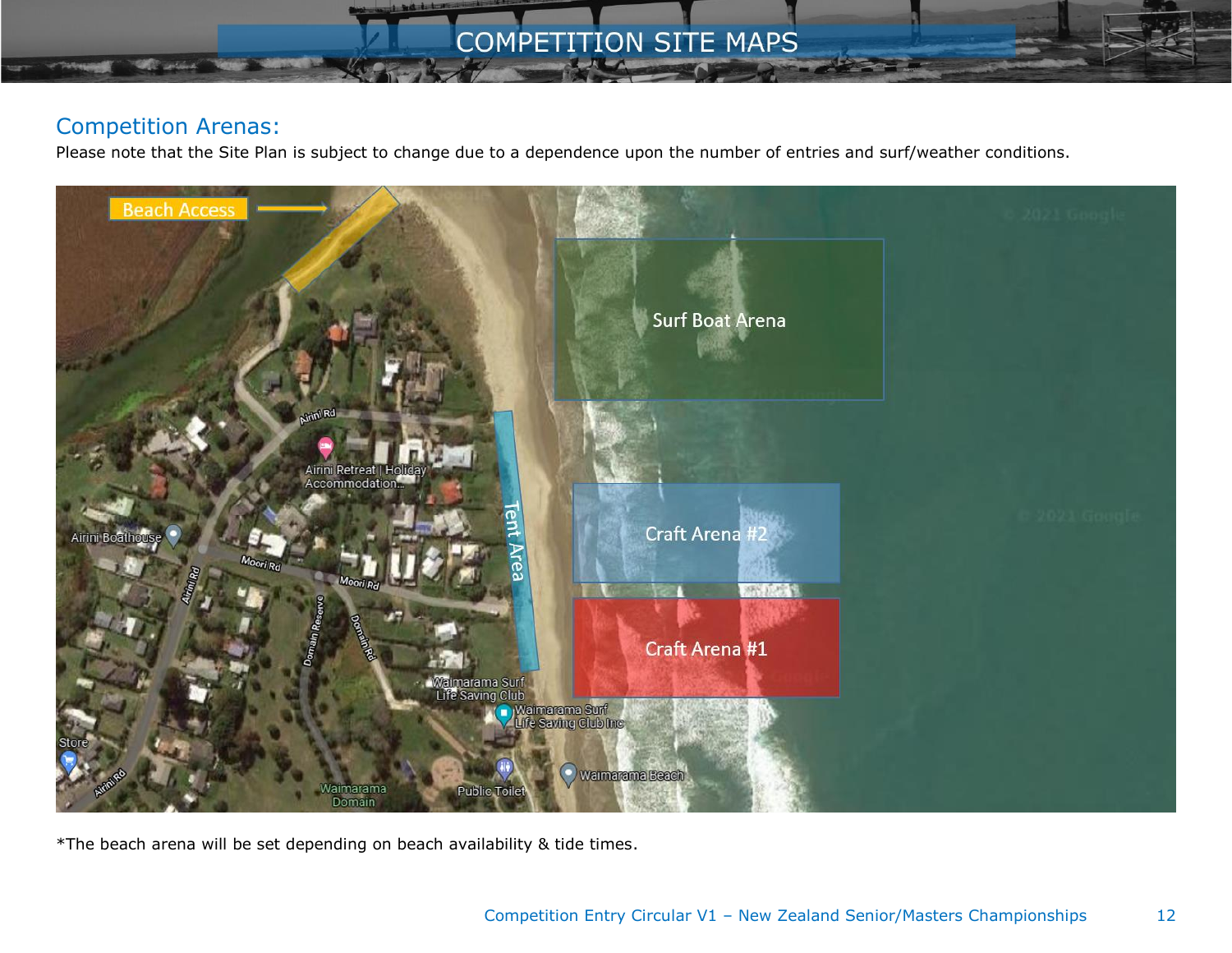# COMPETITION SITE MAPS

## Competition Arenas:

Please note that the Site Plan is subject to change due to a dependence upon the number of entries and surf/weather conditions.

*The beach arena will be set depending on beach availability & tide times.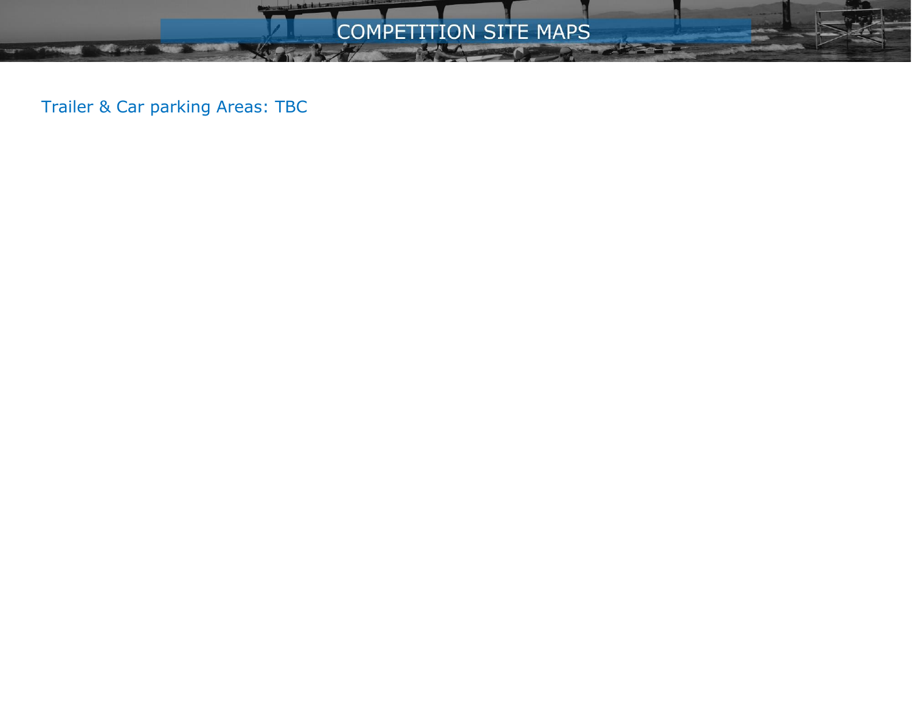# COMPETITION SITE MAPS

Trailer & Car parking Areas: TBC